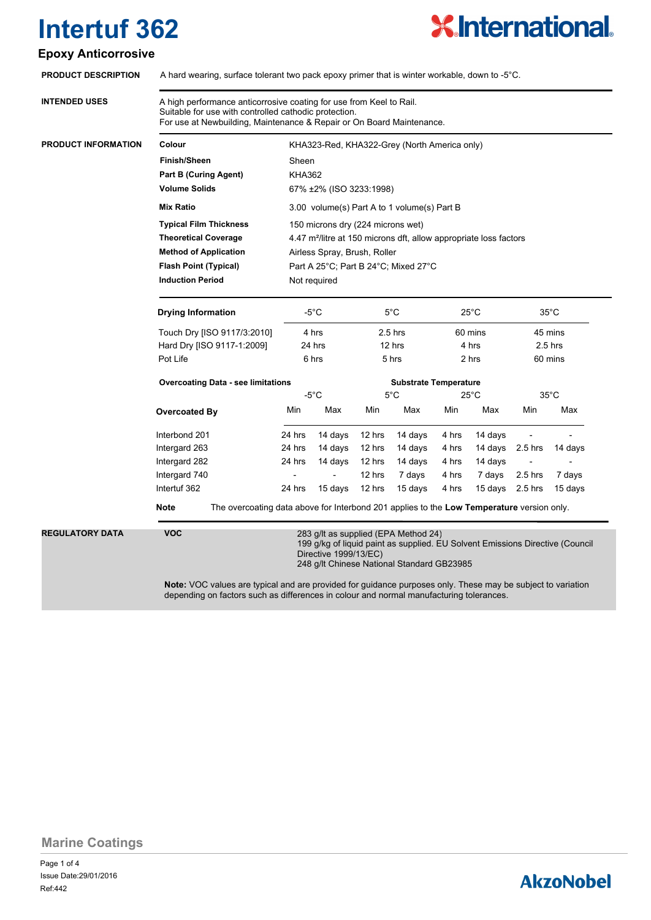# Intertuf 362

## Epoxy Anticorrosive

**PRODUCT DESCRIPTION**

A hard wearing, surface tolerant two pack epoxy primer that is winter workable, down to -5°C.

**INTENDED USES**

A high performance anticorrosive coating for use from Keel to Rail.
Suitable for use with controlled cathodic protection.
For use at Newbuilding, Maintenance & Repair or On Board Maintenance.

**PRODUCT INFORMATION**

| | |
|---|---|
| **Colour** | KHA323-Red, KHA322-Grey (North America only) |
| **Finish/Sheen** | Sheen |
| **Part B (Curing Agent)** | KHA362 |
| **Volume Solids** | 67% ±2% (ISO 3233:1998) |
| **Mix Ratio** | 3.00 volume(s) Part A to 1 volume(s) Part B |
| **Typical Film Thickness** | 150 microns dry (224 microns wet) |
| **Theoretical Coverage** | 4.47 m²/litre at 150 microns dft, allow appropriate loss factors |
| **Method of Application** | Airless Spray, Brush, Roller |
| **Flash Point (Typical)** | Part A 25°C; Part B 24°C; Mixed 27°C |
| **Induction Period** | Not required |

| **Drying Information** | -5°C | 5°C | 25°C | 35°C |
|---|---|---|---|---|
| Touch Dry [ISO 9117/3:2010] | 4 hrs | 2.5 hrs | 60 mins | 45 mins |
| Hard Dry [ISO 9117-1:2009] | 24 hrs | 12 hrs | 4 hrs | 2.5 hrs |
| Pot Life | 6 hrs | 5 hrs | 2 hrs | 60 mins |

| **Overcoating Data - see limitations** | **Substrate Temperature** | | | | | | | |
|---|---|---|---|---|---|---|---|---|
| | -5°C | | 5°C | | 25°C | | 35°C | |
| **Overcoated By** | Min | Max | Min | Max | Min | Max | Min | Max |
| Interbond 201 | 24 hrs | 14 days | 12 hrs | 14 days | 4 hrs | 14 days | - | - |
| Intergard 263 | 24 hrs | 14 days | 12 hrs | 14 days | 4 hrs | 14 days | 2.5 hrs | 14 days |
| Intergard 282 | 24 hrs | 14 days | 12 hrs | 14 days | 4 hrs | 14 days | - | - |
| Intergard 740 | - | - | 12 hrs | 7 days | 4 hrs | 7 days | 2.5 hrs | 7 days |
| Intertuf 362 | 24 hrs | 15 days | 12 hrs | 15 days | 4 hrs | 15 days | 2.5 hrs | 15 days |

**Note** The overcoating data above for Interbond 201 applies to the **Low Temperature** version only.

**REGULATORY DATA**

**VOC**

283 g/lt as supplied (EPA Method 24)
199 g/kg of liquid paint as supplied. EU Solvent Emissions Directive (Council Directive 1999/13/EC)
248 g/lt Chinese National Standard GB23985

**Note:** VOC values are typical and are provided for guidance purposes only. These may be subject to variation depending on factors such as differences in colour and normal manufacturing tolerances.

Marine Coatings

Issue Date:29/01/2016
Ref:442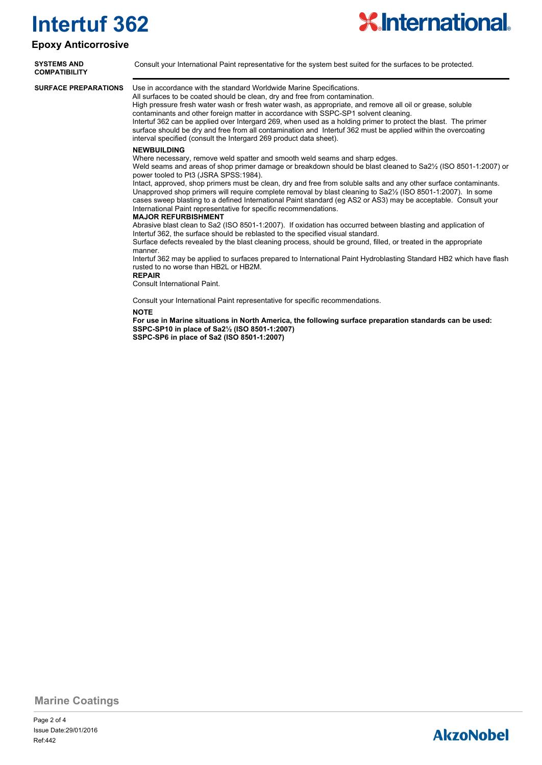# Intertuf 362

## Epoxy Anticorrosive

**SYSTEMS AND COMPATIBILITY**

Consult your International Paint representative for the system best suited for the surfaces to be protected.

**SURFACE PREPARATIONS**

Use in accordance with the standard Worldwide Marine Specifications.
All surfaces to be coated should be clean, dry and free from contamination.
High pressure fresh water wash or fresh water wash, as appropriate, and remove all oil or grease, soluble contaminants and other foreign matter in accordance with SSPC-SP1 solvent cleaning.
Intertuf 362 can be applied over Intergard 269, when used as a holding primer to protect the blast. The primer surface should be dry and free from all contamination and Intertuf 362 must be applied within the overcoating interval specified (consult the Intergard 269 product data sheet).

**NEWBUILDING**

Where necessary, remove weld spatter and smooth weld seams and sharp edges.
Weld seams and areas of shop primer damage or breakdown should be blast cleaned to Sa2½ (ISO 8501-1:2007) or power tooled to Pt3 (JSRA SPSS:1984).
Intact, approved, shop primers must be clean, dry and free from soluble salts and any other surface contaminants. Unapproved shop primers will require complete removal by blast cleaning to Sa2½ (ISO 8501-1:2007). In some cases sweep blasting to a defined International Paint standard (eg AS2 or AS3) may be acceptable. Consult your International Paint representative for specific recommendations.

**MAJOR REFURBISHMENT**

Abrasive blast clean to Sa2 (ISO 8501-1:2007). If oxidation has occurred between blasting and application of Intertuf 362, the surface should be reblasted to the specified visual standard.
Surface defects revealed by the blast cleaning process, should be ground, filled, or treated in the appropriate manner.
Intertuf 362 may be applied to surfaces prepared to International Paint Hydroblasting Standard HB2 which have flash rusted to no worse than HB2L or HB2M.

**REPAIR**

Consult International Paint.

Consult your International Paint representative for specific recommendations.

**NOTE**

**For use in Marine situations in North America, the following surface preparation standards can be used:**
**SSPC-SP10 in place of Sa2½ (ISO 8501-1:2007)**
**SSPC-SP6 in place of Sa2 (ISO 8501-1:2007)**

Marine Coatings

Issue Date:29/01/2016
Ref:442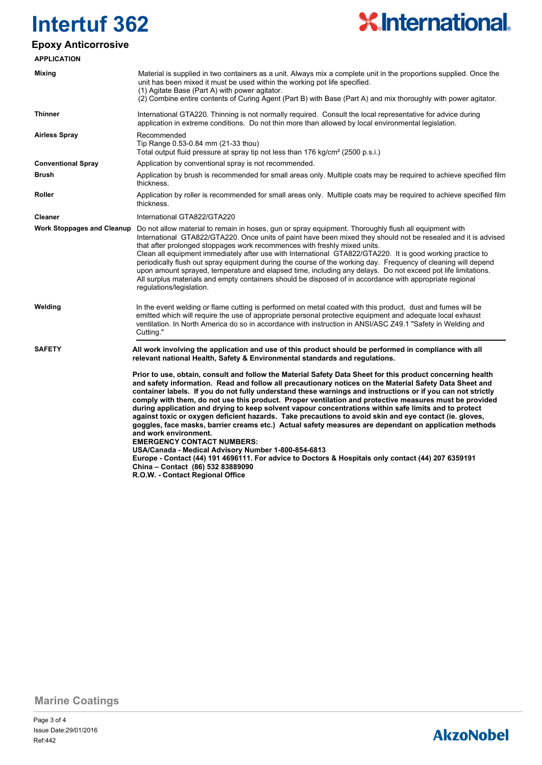# Intertuf 362

## Epoxy Anticorrosive

### APPLICATION

| | |
|---|---|
| **Mixing** | Material is supplied in two containers as a unit. Always mix a complete unit in the proportions supplied. Once the unit has been mixed it must be used within the working pot life specified.<br>(1) Agitate Base (Part A) with power agitator.<br>(2) Combine entire contents of Curing Agent (Part B) with Base (Part A) and mix thoroughly with power agitator. |
| **Thinner** | International GTA220. Thinning is not normally required. Consult the local representative for advice during application in extreme conditions. Do not thin more than allowed by local environmental legislation. |
| **Airless Spray** | Recommended<br>Tip Range 0.53-0.84 mm (21-33 thou)<br>Total output fluid pressure at spray tip not less than 176 kg/cm² (2500 p.s.i.) |
| **Conventional Spray** | Application by conventional spray is not recommended. |
| **Brush** | Application by brush is recommended for small areas only. Multiple coats may be required to achieve specified film thickness. |
| **Roller** | Application by roller is recommended for small areas only. Multiple coats may be required to achieve specified film thickness. |
| **Cleaner** | International GTA822/GTA220 |
| **Work Stoppages and Cleanup** | Do not allow material to remain in hoses, gun or spray equipment. Thoroughly flush all equipment with International GTA822/GTA220. Once units of paint have been mixed they should not be resealed and it is advised that after prolonged stoppages work recommences with freshly mixed units.<br>Clean all equipment immediately after use with International GTA822/GTA220. It is good working practice to periodically flush out spray equipment during the course of the working day. Frequency of cleaning will depend upon amount sprayed, temperature and elapsed time, including any delays. Do not exceed pot life limitations.<br>All surplus materials and empty containers should be disposed of in accordance with appropriate regional regulations/legislation. |
| **Welding** | In the event welding or flame cutting is performed on metal coated with this product, dust and fumes will be emitted which will require the use of appropriate personal protective equipment and adequate local exhaust ventilation. In North America do so in accordance with instruction in ANSI/ASC Z49.1 "Safety in Welding and Cutting." |

### SAFETY

**All work involving the application and use of this product should be performed in compliance with all relevant national Health, Safety & Environmental standards and regulations.**

**Prior to use, obtain, consult and follow the Material Safety Data Sheet for this product concerning health and safety information. Read and follow all precautionary notices on the Material Safety Data Sheet and container labels. If you do not fully understand these warnings and instructions or if you can not strictly comply with them, do not use this product. Proper ventilation and protective measures must be provided during application and drying to keep solvent vapour concentrations within safe limits and to protect against toxic or oxygen deficient hazards. Take precautions to avoid skin and eye contact (ie. gloves, goggles, face masks, barrier creams etc.) Actual safety measures are dependant on application methods and work environment.**
**EMERGENCY CONTACT NUMBERS:**
**USA/Canada - Medical Advisory Number 1-800-854-6813**
**Europe - Contact (44) 191 4696111. For advice to Doctors & Hospitals only contact (44) 207 6359191**
**China – Contact (86) 532 83889090**
**R.O.W. - Contact Regional Office**

Marine Coatings

Issue Date:29/01/2016
Ref:442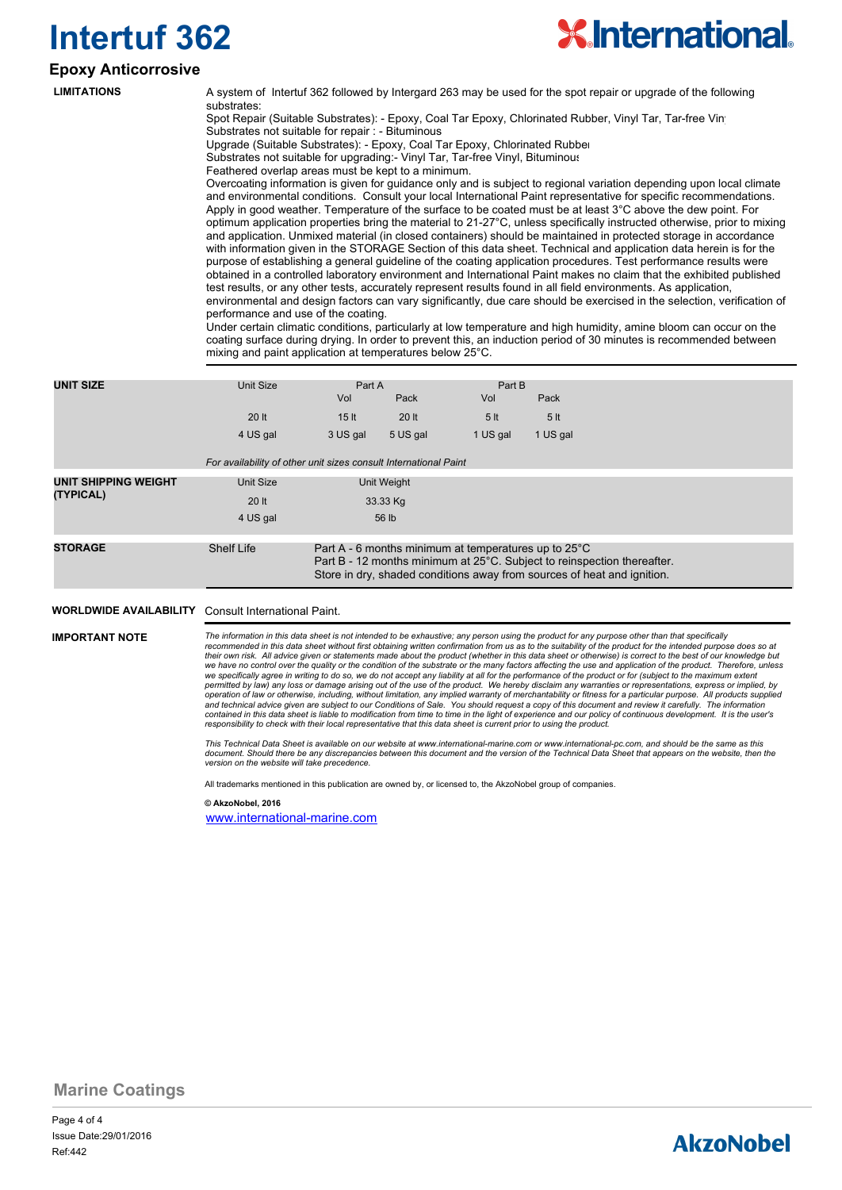# Intertuf 362

## Epoxy Anticorrosive

**LIMITATIONS**

A system of Intertuf 362 followed by Intergard 263 may be used for the spot repair or upgrade of the following substrates:
Spot Repair (Suitable Substrates): - Epoxy, Coal Tar Epoxy, Chlorinated Rubber, Vinyl Tar, Tar-free Vin
Substrates not suitable for repair : - Bituminous
Upgrade (Suitable Substrates): - Epoxy, Coal Tar Epoxy, Chlorinated Rubbe
Substrates not suitable for upgrading:- Vinyl Tar, Tar-free Vinyl, Bituminous
Feathered overlap areas must be kept to a minimum.
Overcoating information is given for guidance only and is subject to regional variation depending upon local climate and environmental conditions. Consult your local International Paint representative for specific recommendations. Apply in good weather. Temperature of the surface to be coated must be at least 3°C above the dew point. For optimum application properties bring the material to 21-27°C, unless specifically instructed otherwise, prior to mixing and application. Unmixed material (in closed containers) should be maintained in protected storage in accordance with information given in the STORAGE Section of this data sheet. Technical and application data herein is for the purpose of establishing a general guideline of the coating application procedures. Test performance results were obtained in a controlled laboratory environment and International Paint makes no claim that the exhibited published test results, or any other tests, accurately represent results found in all field environments. As application, environmental and design factors can vary significantly, due care should be exercised in the selection, verification of performance and use of the coating.
Under certain climatic conditions, particularly at low temperature and high humidity, amine bloom can occur on the coating surface during drying. In order to prevent this, an induction period of 30 minutes is recommended between mixing and paint application at temperatures below 25°C.

**UNIT SIZE**

| Unit Size | Part A | | Part B | |
|---|---|---|---|---|
| | Vol | Pack | Vol | Pack |
| 20 lt | 15 lt | 20 lt | 5 lt | 5 lt |
| 4 US gal | 3 US gal | 5 US gal | 1 US gal | 1 US gal |

*For availability of other unit sizes consult International Paint*

**UNIT SHIPPING WEIGHT (TYPICAL)**

| Unit Size | Unit Weight |
|---|---|
| 20 lt | 33.33 Kg |
| 4 US gal | 56 lb |

**STORAGE**

Shelf Life: Part A - 6 months minimum at temperatures up to 25°C
Part B - 12 months minimum at 25°C. Subject to reinspection thereafter.
Store in dry, shaded conditions away from sources of heat and ignition.

**WORLDWIDE AVAILABILITY**

Consult International Paint.

**IMPORTANT NOTE**

*The information in this data sheet is not intended to be exhaustive; any person using the product for any purpose other than that specifically recommended in this data sheet without first obtaining written confirmation from us as to the suitability of the product for the intended purpose does so at their own risk. All advice given or statements made about the product (whether in this data sheet or otherwise) is correct to the best of our knowledge but we have no control over the quality or the condition of the substrate or the many factors affecting the use and application of the product. Therefore, unless we specifically agree in writing to do so, we do not accept any liability at all for the performance of the product or for (subject to the maximum extent permitted by law) any loss or damage arising out of the use of the product. We hereby disclaim any warranties or representations, express or implied, by operation of law or otherwise, including, without limitation, any implied warranty of merchantability or fitness for a particular purpose. All products supplied and technical advice given are subject to our Conditions of Sale. You should request a copy of this document and review it carefully. The information contained in this data sheet is liable to modification from time to time in the light of experience and our policy of continuous development. It is the user's responsibility to check with their local representative that this data sheet is current prior to using the product.*

*This Technical Data Sheet is available on our website at www.international-marine.com or www.international-pc.com, and should be the same as this document. Should there be any discrepancies between this document and the version of the Technical Data Sheet that appears on the website, then the version on the website will take precedence.*

All trademarks mentioned in this publication are owned by, or licensed to, the AkzoNobel group of companies.

**© AkzoNobel, 2016**

www.international-marine.com

Marine Coatings

Issue Date:29/01/2016
Ref:442